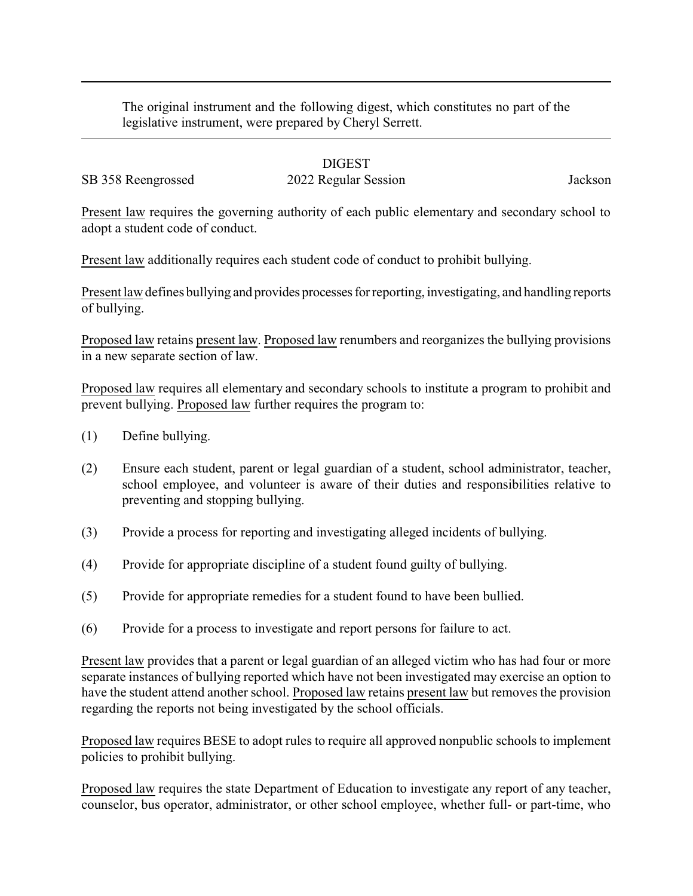The original instrument and the following digest, which constitutes no part of the legislative instrument, were prepared by Cheryl Serrett.

# DIGEST

SB 358 Reengrossed | 2022 Regular Session | Jackson

Present law requires the governing authority of each public elementary and secondary school to adopt a student code of conduct.

Present law additionally requires each student code of conduct to prohibit bullying.

Present law defines bullying and provides processes for reporting, investigating, and handling reports of bullying.

Proposed law retains present law. Proposed law renumbers and reorganizes the bullying provisions in a new separate section of law.

Proposed law requires all elementary and secondary schools to institute a program to prohibit and prevent bullying. Proposed law further requires the program to:

(1) Define bullying.

(2) Ensure each student, parent or legal guardian of a student, school administrator, teacher, school employee, and volunteer is aware of their duties and responsibilities relative to preventing and stopping bullying.

(3) Provide a process for reporting and investigating alleged incidents of bullying.

(4) Provide for appropriate discipline of a student found guilty of bullying.

(5) Provide for appropriate remedies for a student found to have been bullied.

(6) Provide for a process to investigate and report persons for failure to act.

Present law provides that a parent or legal guardian of an alleged victim who has had four or more separate instances of bullying reported which have not been investigated may exercise an option to have the student attend another school. Proposed law retains present law but removes the provision regarding the reports not being investigated by the school officials.

Proposed law requires BESE to adopt rules to require all approved nonpublic schools to implement policies to prohibit bullying.

Proposed law requires the state Department of Education to investigate any report of any teacher, counselor, bus operator, administrator, or other school employee, whether full- or part-time, who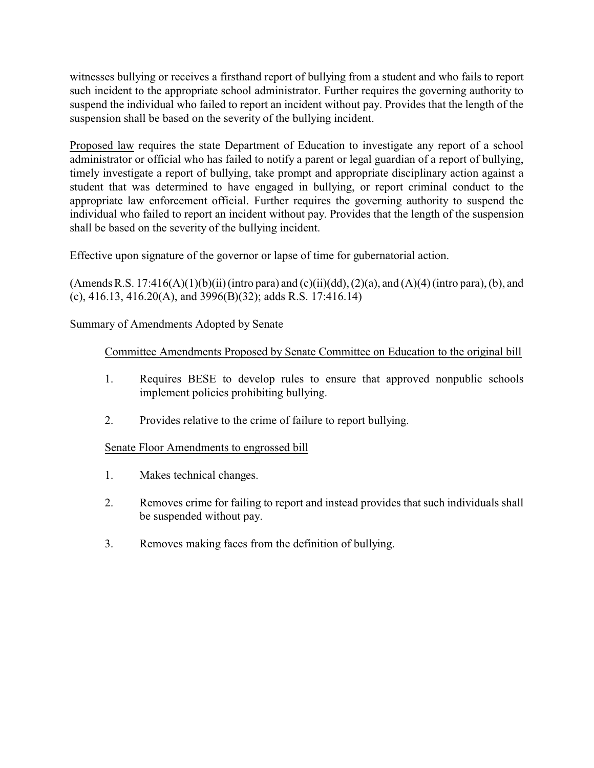witnesses bullying or receives a firsthand report of bullying from a student and who fails to report such incident to the appropriate school administrator. Further requires the governing authority to suspend the individual who failed to report an incident without pay. Provides that the length of the suspension shall be based on the severity of the bullying incident.

Proposed law requires the state Department of Education to investigate any report of a school administrator or official who has failed to notify a parent or legal guardian of a report of bullying, timely investigate a report of bullying, take prompt and appropriate disciplinary action against a student that was determined to have engaged in bullying, or report criminal conduct to the appropriate law enforcement official. Further requires the governing authority to suspend the individual who failed to report an incident without pay. Provides that the length of the suspension shall be based on the severity of the bullying incident.

Effective upon signature of the governor or lapse of time for gubernatorial action.

(Amends R.S. 17:416(A)(1)(b)(ii) (intro para) and (c)(ii)(dd), (2)(a), and (A)(4) (intro para), (b), and (c), 416.13, 416.20(A), and 3996(B)(32); adds R.S. 17:416.14)

Summary of Amendments Adopted by Senate

Committee Amendments Proposed by Senate Committee on Education to the original bill

1. Requires BESE to develop rules to ensure that approved nonpublic schools implement policies prohibiting bullying.

2. Provides relative to the crime of failure to report bullying.

Senate Floor Amendments to engrossed bill

1. Makes technical changes.

2. Removes crime for failing to report and instead provides that such individuals shall be suspended without pay.

3. Removes making faces from the definition of bullying.